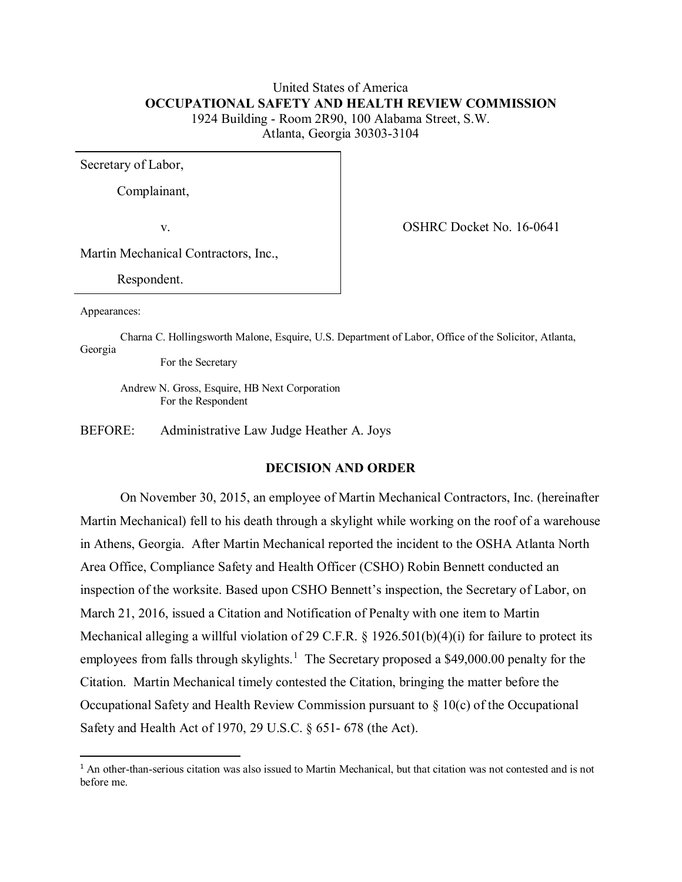United States of America
**OCCUPATIONAL SAFETY AND HEALTH REVIEW COMMISSION**
1924 Building - Room 2R90, 100 Alabama Street, S.W.
Atlanta, Georgia 30303-3104

| | |
|---|---|
| Secretary of Labor,<br><br>Complainant,<br><br>v.<br><br>Martin Mechanical Contractors, Inc.,<br><br>Respondent. | OSHRC Docket No. 16-0641 |

Appearances:

Charna C. Hollingsworth Malone, Esquire, U.S. Department of Labor, Office of the Solicitor, Atlanta, Georgia
For the Secretary

Andrew N. Gross, Esquire, HB Next Corporation
For the Respondent

BEFORE: Administrative Law Judge Heather A. Joys

## DECISION AND ORDER

On November 30, 2015, an employee of Martin Mechanical Contractors, Inc. (hereinafter Martin Mechanical) fell to his death through a skylight while working on the roof of a warehouse in Athens, Georgia. After Martin Mechanical reported the incident to the OSHA Atlanta North Area Office, Compliance Safety and Health Officer (CSHO) Robin Bennett conducted an inspection of the worksite. Based upon CSHO Bennett's inspection, the Secretary of Labor, on March 21, 2016, issued a Citation and Notification of Penalty with one item to Martin Mechanical alleging a willful violation of 29 C.F.R. § 1926.501(b)(4)(i) for failure to protect its employees from falls through skylights.[1] The Secretary proposed a $49,000.00 penalty for the Citation. Martin Mechanical timely contested the Citation, bringing the matter before the Occupational Safety and Health Review Commission pursuant to § 10(c) of the Occupational Safety and Health Act of 1970, 29 U.S.C. § 651- 678 (the Act).

[1] An other-than-serious citation was also issued to Martin Mechanical, but that citation was not contested and is not before me.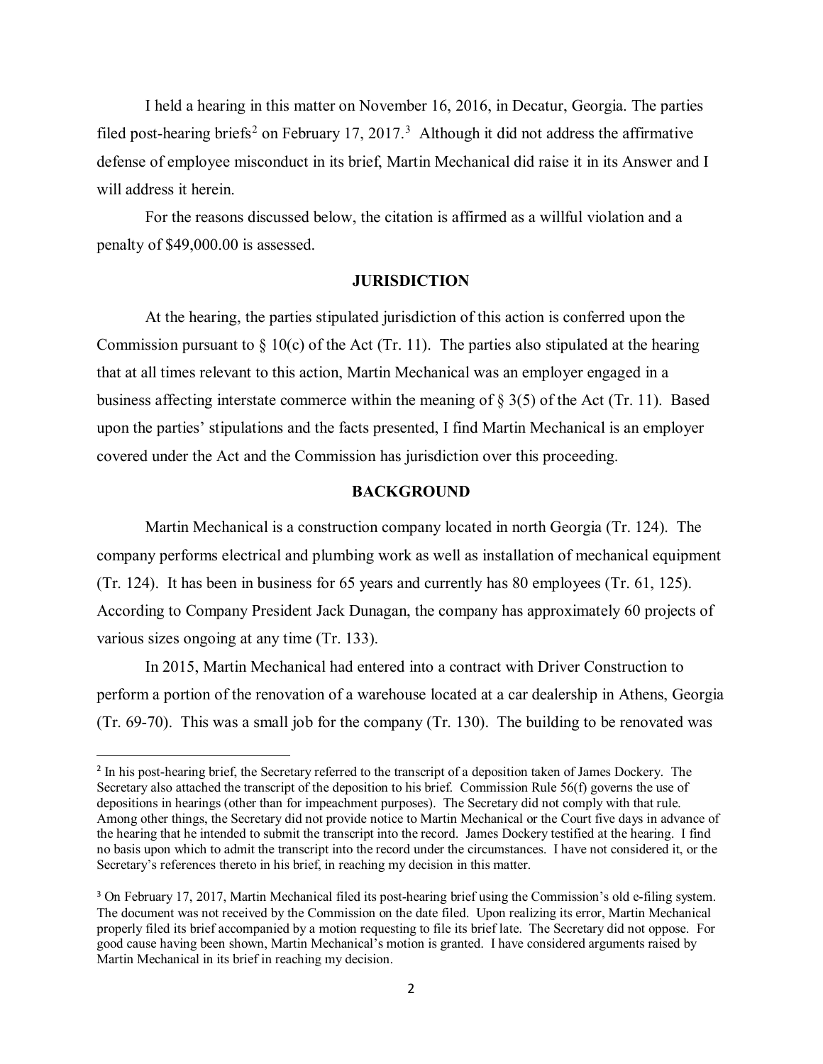I held a hearing in this matter on November 16, 2016, in Decatur, Georgia. The parties filed post-hearing briefs[2] on February 17, 2017.[3] Although it did not address the affirmative defense of employee misconduct in its brief, Martin Mechanical did raise it in its Answer and I will address it herein.

For the reasons discussed below, the citation is affirmed as a willful violation and a penalty of $49,000.00 is assessed.

## JURISDICTION

At the hearing, the parties stipulated jurisdiction of this action is conferred upon the Commission pursuant to § 10(c) of the Act (Tr. 11). The parties also stipulated at the hearing that at all times relevant to this action, Martin Mechanical was an employer engaged in a business affecting interstate commerce within the meaning of § 3(5) of the Act (Tr. 11). Based upon the parties' stipulations and the facts presented, I find Martin Mechanical is an employer covered under the Act and the Commission has jurisdiction over this proceeding.

## BACKGROUND

Martin Mechanical is a construction company located in north Georgia (Tr. 124). The company performs electrical and plumbing work as well as installation of mechanical equipment (Tr. 124). It has been in business for 65 years and currently has 80 employees (Tr. 61, 125). According to Company President Jack Dunagan, the company has approximately 60 projects of various sizes ongoing at any time (Tr. 133).

In 2015, Martin Mechanical had entered into a contract with Driver Construction to perform a portion of the renovation of a warehouse located at a car dealership in Athens, Georgia (Tr. 69-70). This was a small job for the company (Tr. 130). The building to be renovated was

---

[2] In his post-hearing brief, the Secretary referred to the transcript of a deposition taken of James Dockery. The Secretary also attached the transcript of the deposition to his brief. Commission Rule 56(f) governs the use of depositions in hearings (other than for impeachment purposes). The Secretary did not comply with that rule. Among other things, the Secretary did not provide notice to Martin Mechanical or the Court five days in advance of the hearing that he intended to submit the transcript into the record. James Dockery testified at the hearing. I find no basis upon which to admit the transcript into the record under the circumstances. I have not considered it, or the Secretary's references thereto in his brief, in reaching my decision in this matter.

[3] On February 17, 2017, Martin Mechanical filed its post-hearing brief using the Commission's old e-filing system. The document was not received by the Commission on the date filed. Upon realizing its error, Martin Mechanical properly filed its brief accompanied by a motion requesting to file its brief late. The Secretary did not oppose. For good cause having been shown, Martin Mechanical's motion is granted. I have considered arguments raised by Martin Mechanical in its brief in reaching my decision.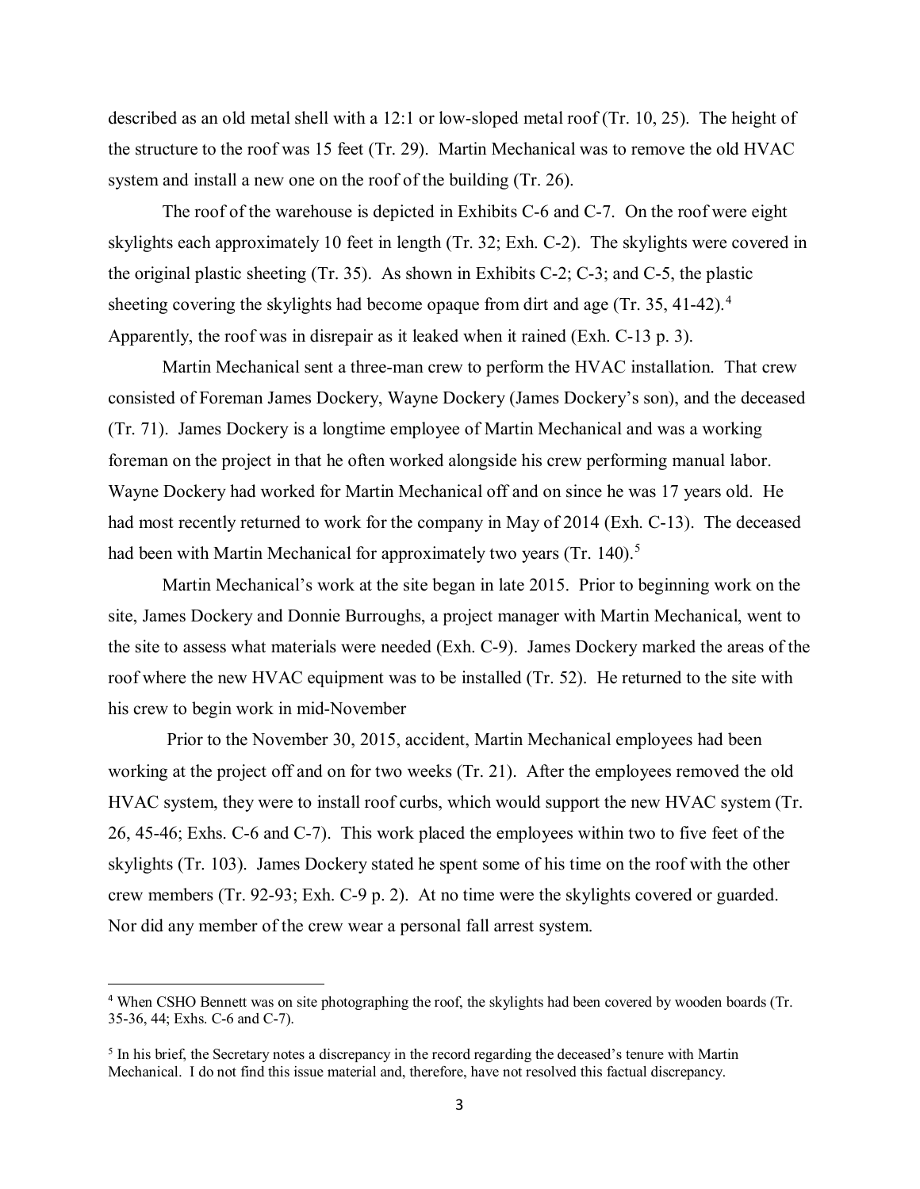described as an old metal shell with a 12:1 or low-sloped metal roof (Tr. 10, 25). The height of the structure to the roof was 15 feet (Tr. 29). Martin Mechanical was to remove the old HVAC system and install a new one on the roof of the building (Tr. 26).

The roof of the warehouse is depicted in Exhibits C-6 and C-7. On the roof were eight skylights each approximately 10 feet in length (Tr. 32; Exh. C-2). The skylights were covered in the original plastic sheeting (Tr. 35). As shown in Exhibits C-2; C-3; and C-5, the plastic sheeting covering the skylights had become opaque from dirt and age (Tr. 35, 41-42).[4] Apparently, the roof was in disrepair as it leaked when it rained (Exh. C-13 p. 3).

Martin Mechanical sent a three-man crew to perform the HVAC installation. That crew consisted of Foreman James Dockery, Wayne Dockery (James Dockery's son), and the deceased (Tr. 71). James Dockery is a longtime employee of Martin Mechanical and was a working foreman on the project in that he often worked alongside his crew performing manual labor. Wayne Dockery had worked for Martin Mechanical off and on since he was 17 years old. He had most recently returned to work for the company in May of 2014 (Exh. C-13). The deceased had been with Martin Mechanical for approximately two years (Tr. 140).[5]

Martin Mechanical's work at the site began in late 2015. Prior to beginning work on the site, James Dockery and Donnie Burroughs, a project manager with Martin Mechanical, went to the site to assess what materials were needed (Exh. C-9). James Dockery marked the areas of the roof where the new HVAC equipment was to be installed (Tr. 52). He returned to the site with his crew to begin work in mid-November

Prior to the November 30, 2015, accident, Martin Mechanical employees had been working at the project off and on for two weeks (Tr. 21). After the employees removed the old HVAC system, they were to install roof curbs, which would support the new HVAC system (Tr. 26, 45-46; Exhs. C-6 and C-7). This work placed the employees within two to five feet of the skylights (Tr. 103). James Dockery stated he spent some of his time on the roof with the other crew members (Tr. 92-93; Exh. C-9 p. 2). At no time were the skylights covered or guarded. Nor did any member of the crew wear a personal fall arrest system.

---

[4] When CSHO Bennett was on site photographing the roof, the skylights had been covered by wooden boards (Tr. 35-36, 44; Exhs. C-6 and C-7).

[5] In his brief, the Secretary notes a discrepancy in the record regarding the deceased's tenure with Martin Mechanical. I do not find this issue material and, therefore, have not resolved this factual discrepancy.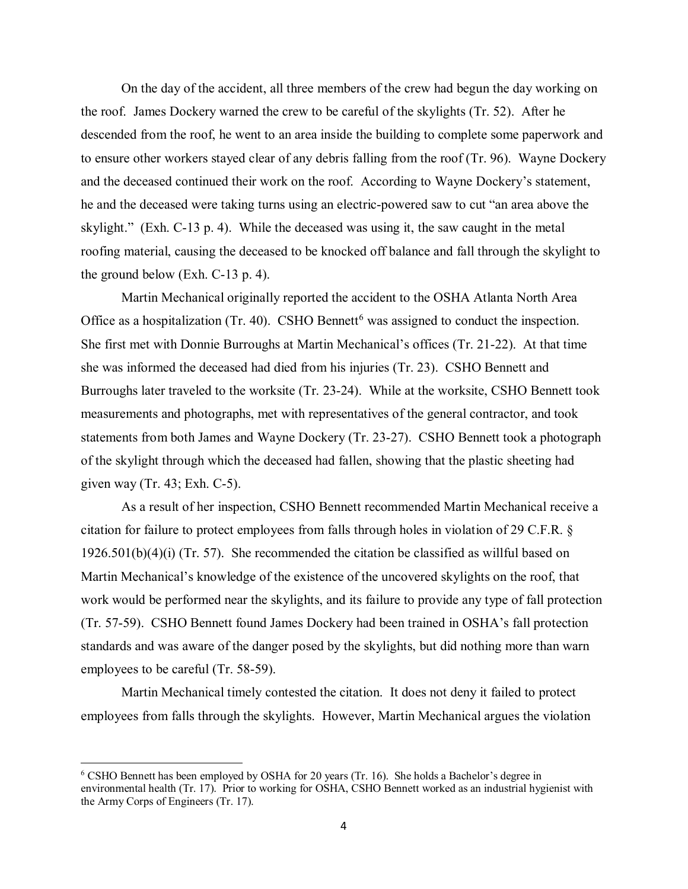On the day of the accident, all three members of the crew had begun the day working on the roof. James Dockery warned the crew to be careful of the skylights (Tr. 52). After he descended from the roof, he went to an area inside the building to complete some paperwork and to ensure other workers stayed clear of any debris falling from the roof (Tr. 96). Wayne Dockery and the deceased continued their work on the roof. According to Wayne Dockery's statement, he and the deceased were taking turns using an electric-powered saw to cut "an area above the skylight." (Exh. C-13 p. 4). While the deceased was using it, the saw caught in the metal roofing material, causing the deceased to be knocked off balance and fall through the skylight to the ground below (Exh. C-13 p. 4).

Martin Mechanical originally reported the accident to the OSHA Atlanta North Area Office as a hospitalization (Tr. 40). CSHO Bennett[6] was assigned to conduct the inspection. She first met with Donnie Burroughs at Martin Mechanical's offices (Tr. 21-22). At that time she was informed the deceased had died from his injuries (Tr. 23). CSHO Bennett and Burroughs later traveled to the worksite (Tr. 23-24). While at the worksite, CSHO Bennett took measurements and photographs, met with representatives of the general contractor, and took statements from both James and Wayne Dockery (Tr. 23-27). CSHO Bennett took a photograph of the skylight through which the deceased had fallen, showing that the plastic sheeting had given way (Tr. 43; Exh. C-5).

As a result of her inspection, CSHO Bennett recommended Martin Mechanical receive a citation for failure to protect employees from falls through holes in violation of 29 C.F.R. § 1926.501(b)(4)(i) (Tr. 57). She recommended the citation be classified as willful based on Martin Mechanical's knowledge of the existence of the uncovered skylights on the roof, that work would be performed near the skylights, and its failure to provide any type of fall protection (Tr. 57-59). CSHO Bennett found James Dockery had been trained in OSHA's fall protection standards and was aware of the danger posed by the skylights, but did nothing more than warn employees to be careful (Tr. 58-59).

Martin Mechanical timely contested the citation. It does not deny it failed to protect employees from falls through the skylights. However, Martin Mechanical argues the violation

[6] CSHO Bennett has been employed by OSHA for 20 years (Tr. 16). She holds a Bachelor's degree in environmental health (Tr. 17). Prior to working for OSHA, CSHO Bennett worked as an industrial hygienist with the Army Corps of Engineers (Tr. 17).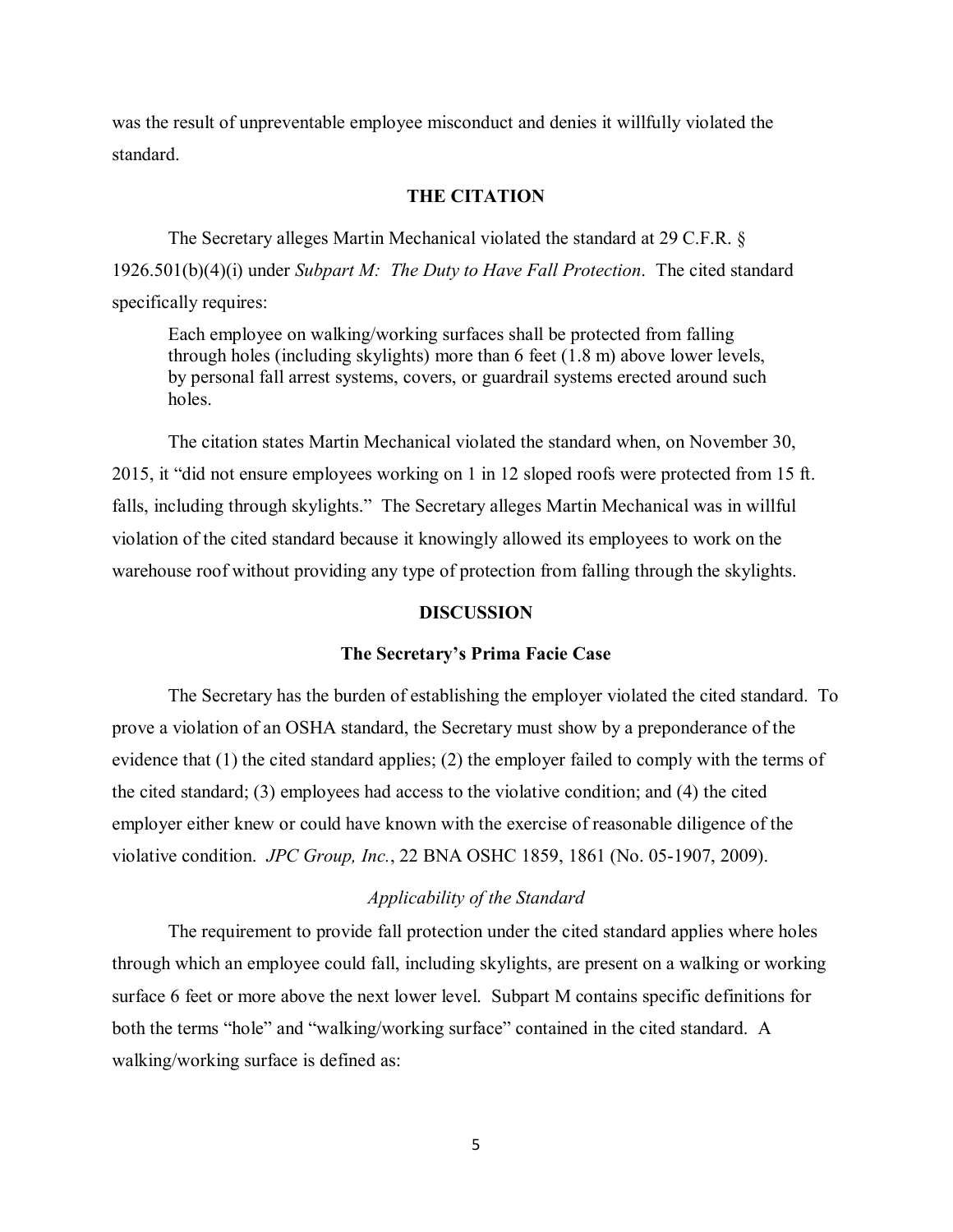was the result of unpreventable employee misconduct and denies it willfully violated the standard.

## THE CITATION

The Secretary alleges Martin Mechanical violated the standard at 29 C.F.R. § 1926.501(b)(4)(i) under *Subpart M: The Duty to Have Fall Protection*. The cited standard specifically requires:

> Each employee on walking/working surfaces shall be protected from falling through holes (including skylights) more than 6 feet (1.8 m) above lower levels, by personal fall arrest systems, covers, or guardrail systems erected around such holes.

The citation states Martin Mechanical violated the standard when, on November 30, 2015, it "did not ensure employees working on 1 in 12 sloped roofs were protected from 15 ft. falls, including through skylights." The Secretary alleges Martin Mechanical was in willful violation of the cited standard because it knowingly allowed its employees to work on the warehouse roof without providing any type of protection from falling through the skylights.

## DISCUSSION

### The Secretary's Prima Facie Case

The Secretary has the burden of establishing the employer violated the cited standard. To prove a violation of an OSHA standard, the Secretary must show by a preponderance of the evidence that (1) the cited standard applies; (2) the employer failed to comply with the terms of the cited standard; (3) employees had access to the violative condition; and (4) the cited employer either knew or could have known with the exercise of reasonable diligence of the violative condition. *JPC Group, Inc.*, 22 BNA OSHC 1859, 1861 (No. 05-1907, 2009).

#### *Applicability of the Standard*

The requirement to provide fall protection under the cited standard applies where holes through which an employee could fall, including skylights, are present on a walking or working surface 6 feet or more above the next lower level. Subpart M contains specific definitions for both the terms "hole" and "walking/working surface" contained in the cited standard. A walking/working surface is defined as: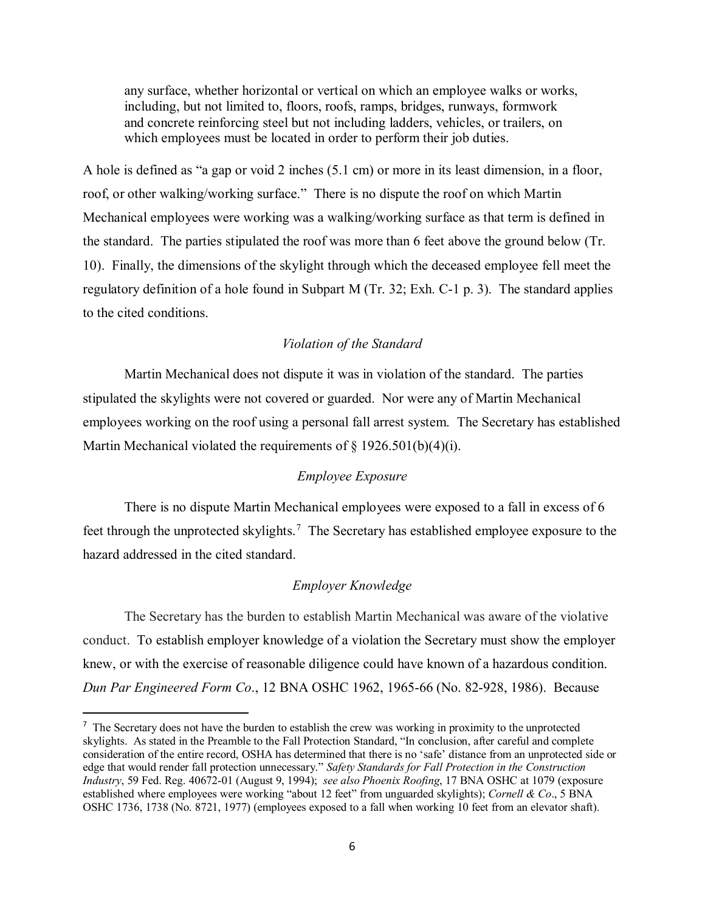> any surface, whether horizontal or vertical on which an employee walks or works, including, but not limited to, floors, roofs, ramps, bridges, runways, formwork and concrete reinforcing steel but not including ladders, vehicles, or trailers, on which employees must be located in order to perform their job duties.

A hole is defined as "a gap or void 2 inches (5.1 cm) or more in its least dimension, in a floor, roof, or other walking/working surface." There is no dispute the roof on which Martin Mechanical employees were working was a walking/working surface as that term is defined in the standard. The parties stipulated the roof was more than 6 feet above the ground below (Tr. 10). Finally, the dimensions of the skylight through which the deceased employee fell meet the regulatory definition of a hole found in Subpart M (Tr. 32; Exh. C-1 p. 3). The standard applies to the cited conditions.

*Violation of the Standard*

Martin Mechanical does not dispute it was in violation of the standard. The parties stipulated the skylights were not covered or guarded. Nor were any of Martin Mechanical employees working on the roof using a personal fall arrest system. The Secretary has established Martin Mechanical violated the requirements of § 1926.501(b)(4)(i).

*Employee Exposure*

There is no dispute Martin Mechanical employees were exposed to a fall in excess of 6 feet through the unprotected skylights.[7] The Secretary has established employee exposure to the hazard addressed in the cited standard.

*Employer Knowledge*

The Secretary has the burden to establish Martin Mechanical was aware of the violative conduct. To establish employer knowledge of a violation the Secretary must show the employer knew, or with the exercise of reasonable diligence could have known of a hazardous condition. *Dun Par Engineered Form Co*., 12 BNA OSHC 1962, 1965-66 (No. 82-928, 1986). Because

---

[7] The Secretary does not have the burden to establish the crew was working in proximity to the unprotected skylights. As stated in the Preamble to the Fall Protection Standard, "In conclusion, after careful and complete consideration of the entire record, OSHA has determined that there is no 'safe' distance from an unprotected side or edge that would render fall protection unnecessary." *Safety Standards for Fall Protection in the Construction Industry*, 59 Fed. Reg. 40672-01 (August 9, 1994); *see also Phoenix Roofing*, 17 BNA OSHC at 1079 (exposure established where employees were working "about 12 feet" from unguarded skylights); *Cornell & Co*., 5 BNA OSHC 1736, 1738 (No. 8721, 1977) (employees exposed to a fall when working 10 feet from an elevator shaft).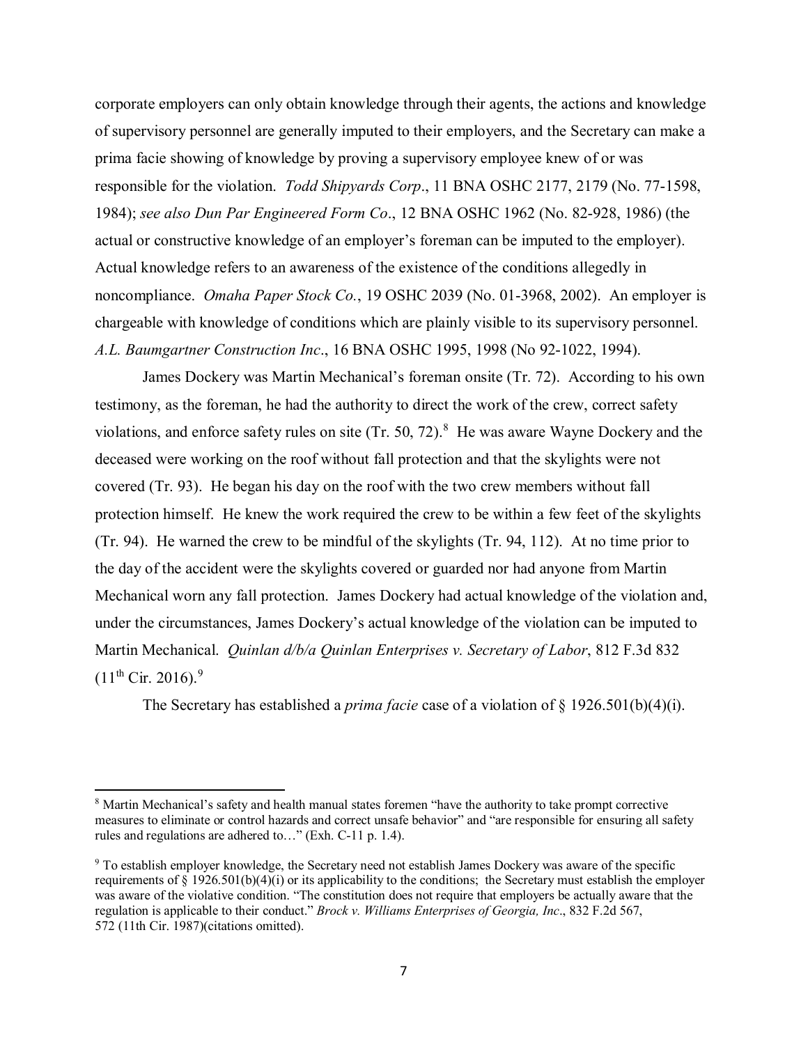corporate employers can only obtain knowledge through their agents, the actions and knowledge of supervisory personnel are generally imputed to their employers, and the Secretary can make a prima facie showing of knowledge by proving a supervisory employee knew of or was responsible for the violation. *Todd Shipyards Corp*., 11 BNA OSHC 2177, 2179 (No. 77-1598, 1984); *see also Dun Par Engineered Form Co*., 12 BNA OSHC 1962 (No. 82-928, 1986) (the actual or constructive knowledge of an employer's foreman can be imputed to the employer). Actual knowledge refers to an awareness of the existence of the conditions allegedly in noncompliance. *Omaha Paper Stock Co.*, 19 OSHC 2039 (No. 01-3968, 2002). An employer is chargeable with knowledge of conditions which are plainly visible to its supervisory personnel. *A.L. Baumgartner Construction Inc*., 16 BNA OSHC 1995, 1998 (No 92-1022, 1994).

James Dockery was Martin Mechanical's foreman onsite (Tr. 72). According to his own testimony, as the foreman, he had the authority to direct the work of the crew, correct safety violations, and enforce safety rules on site (Tr. 50, 72).[8] He was aware Wayne Dockery and the deceased were working on the roof without fall protection and that the skylights were not covered (Tr. 93). He began his day on the roof with the two crew members without fall protection himself. He knew the work required the crew to be within a few feet of the skylights (Tr. 94). He warned the crew to be mindful of the skylights (Tr. 94, 112). At no time prior to the day of the accident were the skylights covered or guarded nor had anyone from Martin Mechanical worn any fall protection. James Dockery had actual knowledge of the violation and, under the circumstances, James Dockery's actual knowledge of the violation can be imputed to Martin Mechanical. *Quinlan d/b/a Quinlan Enterprises v. Secretary of Labor*, 812 F.3d 832 (11th Cir. 2016).[9]

The Secretary has established a *prima facie* case of a violation of § 1926.501(b)(4)(i).

---

[8] Martin Mechanical's safety and health manual states foremen "have the authority to take prompt corrective measures to eliminate or control hazards and correct unsafe behavior" and "are responsible for ensuring all safety rules and regulations are adhered to…" (Exh. C-11 p. 1.4).

[9] To establish employer knowledge, the Secretary need not establish James Dockery was aware of the specific requirements of § 1926.501(b)(4)(i) or its applicability to the conditions; the Secretary must establish the employer was aware of the violative condition. "The constitution does not require that employers be actually aware that the regulation is applicable to their conduct." *Brock v. Williams Enterprises of Georgia, Inc*., 832 F.2d 567, 572 (11th Cir. 1987)(citations omitted).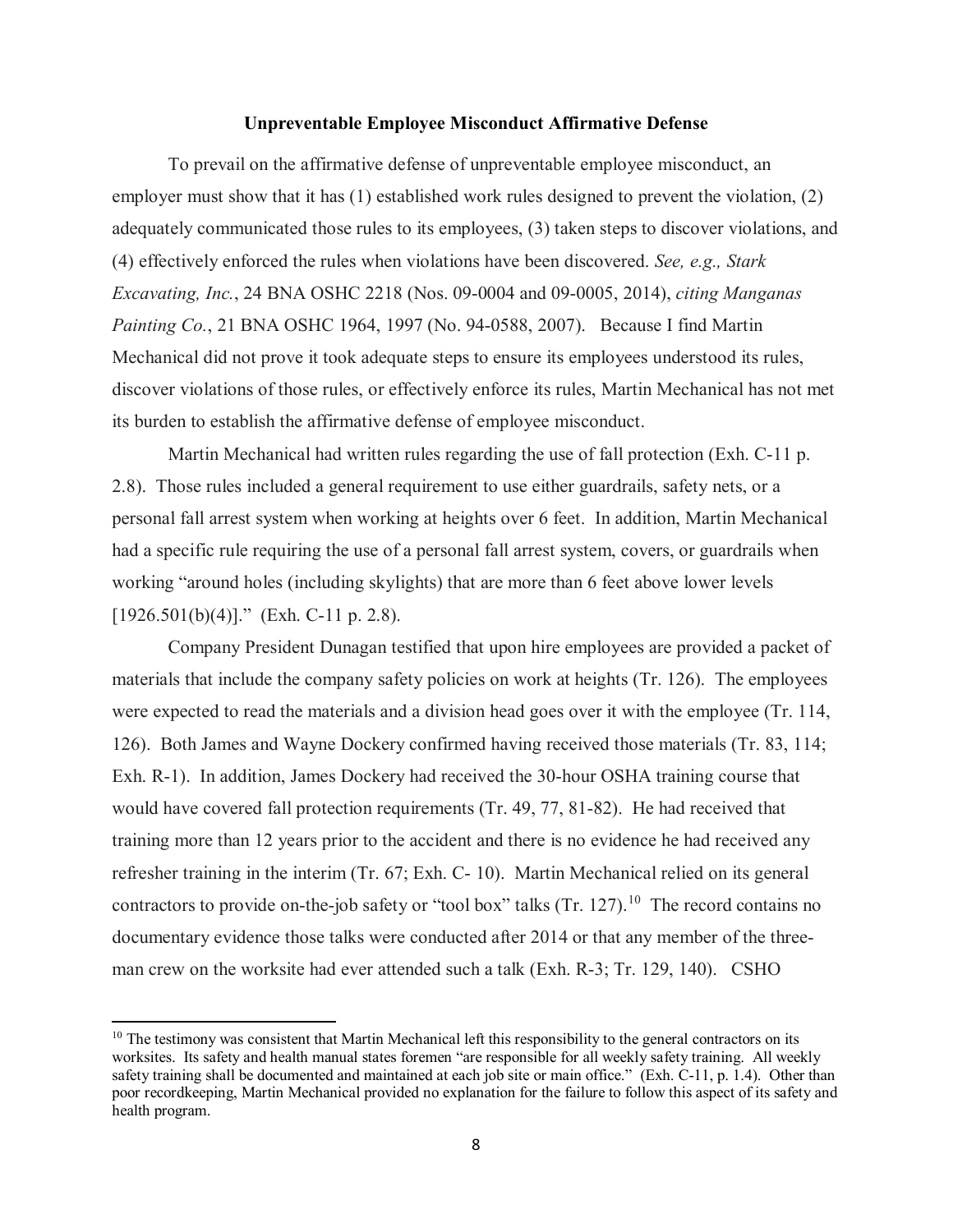**Unpreventable Employee Misconduct Affirmative Defense**

To prevail on the affirmative defense of unpreventable employee misconduct, an employer must show that it has (1) established work rules designed to prevent the violation, (2) adequately communicated those rules to its employees, (3) taken steps to discover violations, and (4) effectively enforced the rules when violations have been discovered. *See, e.g., Stark Excavating, Inc.*, 24 BNA OSHC 2218 (Nos. 09-0004 and 09-0005, 2014), *citing Manganas Painting Co.*, 21 BNA OSHC 1964, 1997 (No. 94-0588, 2007). Because I find Martin Mechanical did not prove it took adequate steps to ensure its employees understood its rules, discover violations of those rules, or effectively enforce its rules, Martin Mechanical has not met its burden to establish the affirmative defense of employee misconduct.

Martin Mechanical had written rules regarding the use of fall protection (Exh. C-11 p. 2.8). Those rules included a general requirement to use either guardrails, safety nets, or a personal fall arrest system when working at heights over 6 feet. In addition, Martin Mechanical had a specific rule requiring the use of a personal fall arrest system, covers, or guardrails when working "around holes (including skylights) that are more than 6 feet above lower levels [1926.501(b)(4)]." (Exh. C-11 p. 2.8).

Company President Dunagan testified that upon hire employees are provided a packet of materials that include the company safety policies on work at heights (Tr. 126). The employees were expected to read the materials and a division head goes over it with the employee (Tr. 114, 126). Both James and Wayne Dockery confirmed having received those materials (Tr. 83, 114; Exh. R-1). In addition, James Dockery had received the 30-hour OSHA training course that would have covered fall protection requirements (Tr. 49, 77, 81-82). He had received that training more than 12 years prior to the accident and there is no evidence he had received any refresher training in the interim (Tr. 67; Exh. C- 10). Martin Mechanical relied on its general contractors to provide on-the-job safety or "tool box" talks (Tr. 127).[10] The record contains no documentary evidence those talks were conducted after 2014 or that any member of the three-man crew on the worksite had ever attended such a talk (Exh. R-3; Tr. 129, 140). CSHO

[10] The testimony was consistent that Martin Mechanical left this responsibility to the general contractors on its worksites. Its safety and health manual states foremen "are responsible for all weekly safety training. All weekly safety training shall be documented and maintained at each job site or main office." (Exh. C-11, p. 1.4). Other than poor recordkeeping, Martin Mechanical provided no explanation for the failure to follow this aspect of its safety and health program.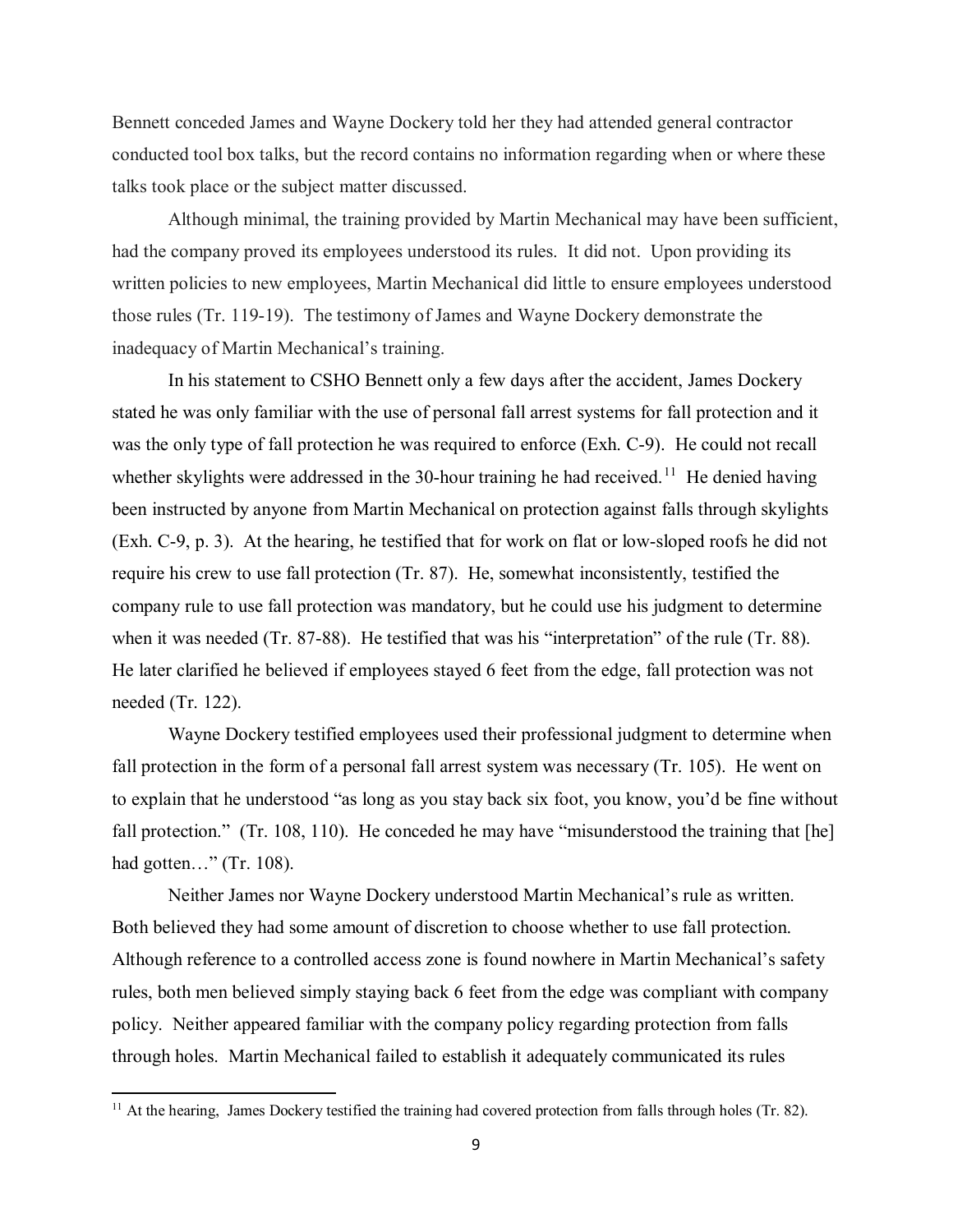Bennett conceded James and Wayne Dockery told her they had attended general contractor conducted tool box talks, but the record contains no information regarding when or where these talks took place or the subject matter discussed.

Although minimal, the training provided by Martin Mechanical may have been sufficient, had the company proved its employees understood its rules. It did not. Upon providing its written policies to new employees, Martin Mechanical did little to ensure employees understood those rules (Tr. 119-19). The testimony of James and Wayne Dockery demonstrate the inadequacy of Martin Mechanical's training.

In his statement to CSHO Bennett only a few days after the accident, James Dockery stated he was only familiar with the use of personal fall arrest systems for fall protection and it was the only type of fall protection he was required to enforce (Exh. C-9). He could not recall whether skylights were addressed in the 30-hour training he had received.[11] He denied having been instructed by anyone from Martin Mechanical on protection against falls through skylights (Exh. C-9, p. 3). At the hearing, he testified that for work on flat or low-sloped roofs he did not require his crew to use fall protection (Tr. 87). He, somewhat inconsistently, testified the company rule to use fall protection was mandatory, but he could use his judgment to determine when it was needed (Tr. 87-88). He testified that was his "interpretation" of the rule (Tr. 88). He later clarified he believed if employees stayed 6 feet from the edge, fall protection was not needed (Tr. 122).

Wayne Dockery testified employees used their professional judgment to determine when fall protection in the form of a personal fall arrest system was necessary (Tr. 105). He went on to explain that he understood "as long as you stay back six foot, you know, you'd be fine without fall protection." (Tr. 108, 110). He conceded he may have "misunderstood the training that [he] had gotten…" (Tr. 108).

Neither James nor Wayne Dockery understood Martin Mechanical's rule as written. Both believed they had some amount of discretion to choose whether to use fall protection. Although reference to a controlled access zone is found nowhere in Martin Mechanical's safety rules, both men believed simply staying back 6 feet from the edge was compliant with company policy. Neither appeared familiar with the company policy regarding protection from falls through holes. Martin Mechanical failed to establish it adequately communicated its rules

[11] At the hearing, James Dockery testified the training had covered protection from falls through holes (Tr. 82).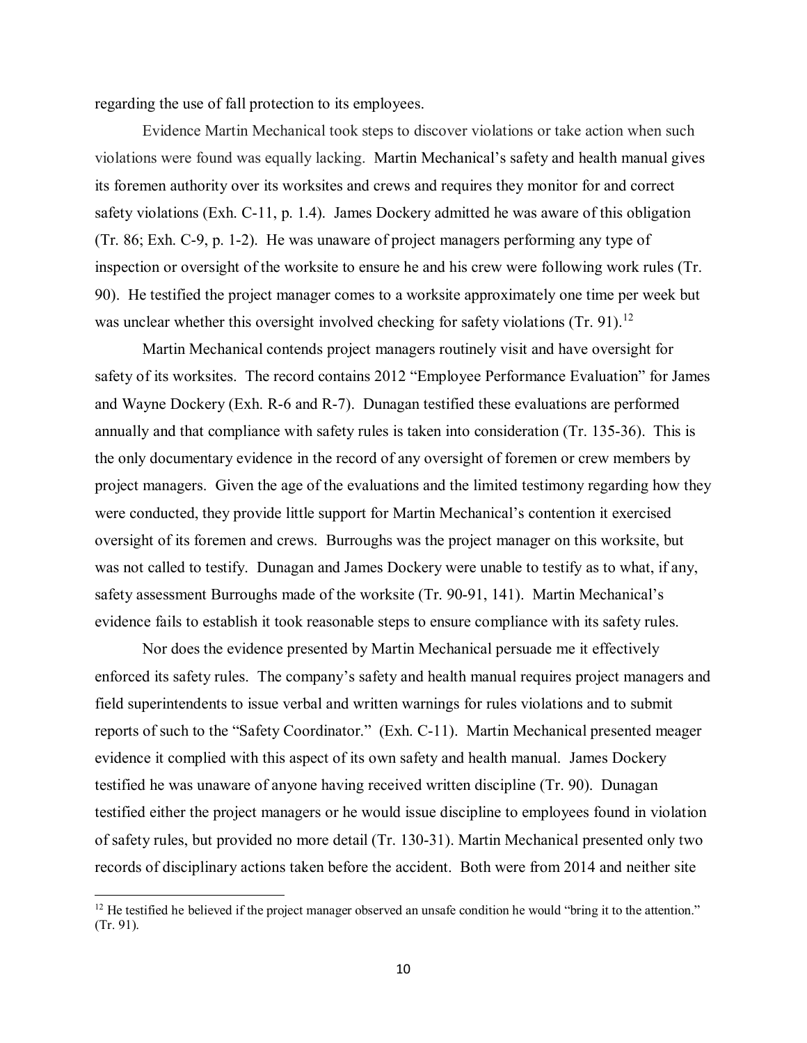regarding the use of fall protection to its employees.

Evidence Martin Mechanical took steps to discover violations or take action when such violations were found was equally lacking. Martin Mechanical's safety and health manual gives its foremen authority over its worksites and crews and requires they monitor for and correct safety violations (Exh. C-11, p. 1.4). James Dockery admitted he was aware of this obligation (Tr. 86; Exh. C-9, p. 1-2). He was unaware of project managers performing any type of inspection or oversight of the worksite to ensure he and his crew were following work rules (Tr. 90). He testified the project manager comes to a worksite approximately one time per week but was unclear whether this oversight involved checking for safety violations (Tr. 91).[12]

Martin Mechanical contends project managers routinely visit and have oversight for safety of its worksites. The record contains 2012 "Employee Performance Evaluation" for James and Wayne Dockery (Exh. R-6 and R-7). Dunagan testified these evaluations are performed annually and that compliance with safety rules is taken into consideration (Tr. 135-36). This is the only documentary evidence in the record of any oversight of foremen or crew members by project managers. Given the age of the evaluations and the limited testimony regarding how they were conducted, they provide little support for Martin Mechanical's contention it exercised oversight of its foremen and crews. Burroughs was the project manager on this worksite, but was not called to testify. Dunagan and James Dockery were unable to testify as to what, if any, safety assessment Burroughs made of the worksite (Tr. 90-91, 141). Martin Mechanical's evidence fails to establish it took reasonable steps to ensure compliance with its safety rules.

Nor does the evidence presented by Martin Mechanical persuade me it effectively enforced its safety rules. The company's safety and health manual requires project managers and field superintendents to issue verbal and written warnings for rules violations and to submit reports of such to the "Safety Coordinator." (Exh. C-11). Martin Mechanical presented meager evidence it complied with this aspect of its own safety and health manual. James Dockery testified he was unaware of anyone having received written discipline (Tr. 90). Dunagan testified either the project managers or he would issue discipline to employees found in violation of safety rules, but provided no more detail (Tr. 130-31). Martin Mechanical presented only two records of disciplinary actions taken before the accident. Both were from 2014 and neither site

[12] He testified he believed if the project manager observed an unsafe condition he would "bring it to the attention." (Tr. 91).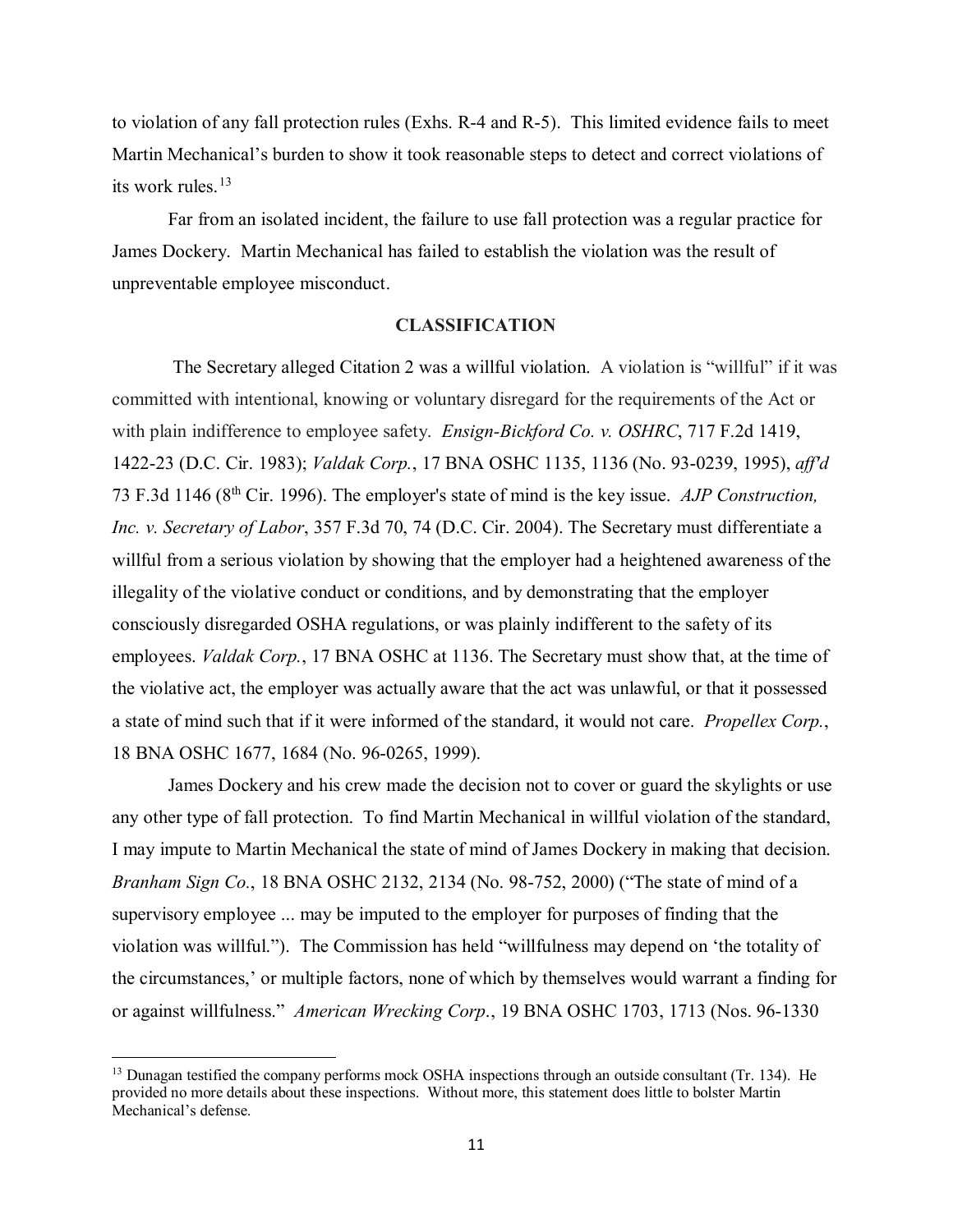to violation of any fall protection rules (Exhs. R-4 and R-5). This limited evidence fails to meet Martin Mechanical's burden to show it took reasonable steps to detect and correct violations of its work rules.[13]

Far from an isolated incident, the failure to use fall protection was a regular practice for James Dockery. Martin Mechanical has failed to establish the violation was the result of unpreventable employee misconduct.

## CLASSIFICATION

The Secretary alleged Citation 2 was a willful violation. A violation is "willful" if it was committed with intentional, knowing or voluntary disregard for the requirements of the Act or with plain indifference to employee safety. *Ensign-Bickford Co. v. OSHRC*, 717 F.2d 1419, 1422-23 (D.C. Cir. 1983); *Valdak Corp.*, 17 BNA OSHC 1135, 1136 (No. 93-0239, 1995), *aff'd* 73 F.3d 1146 (8th Cir. 1996). The employer's state of mind is the key issue. *AJP Construction, Inc. v. Secretary of Labor*, 357 F.3d 70, 74 (D.C. Cir. 2004). The Secretary must differentiate a willful from a serious violation by showing that the employer had a heightened awareness of the illegality of the violative conduct or conditions, and by demonstrating that the employer consciously disregarded OSHA regulations, or was plainly indifferent to the safety of its employees. *Valdak Corp.*, 17 BNA OSHC at 1136. The Secretary must show that, at the time of the violative act, the employer was actually aware that the act was unlawful, or that it possessed a state of mind such that if it were informed of the standard, it would not care. *Propellex Corp.*, 18 BNA OSHC 1677, 1684 (No. 96-0265, 1999).

James Dockery and his crew made the decision not to cover or guard the skylights or use any other type of fall protection. To find Martin Mechanical in willful violation of the standard, I may impute to Martin Mechanical the state of mind of James Dockery in making that decision. *Branham Sign Co.*, 18 BNA OSHC 2132, 2134 (No. 98-752, 2000) ("The state of mind of a supervisory employee ... may be imputed to the employer for purposes of finding that the violation was willful."). The Commission has held "willfulness may depend on 'the totality of the circumstances,' or multiple factors, none of which by themselves would warrant a finding for or against willfulness." *American Wrecking Corp.*, 19 BNA OSHC 1703, 1713 (Nos. 96-1330

---

[13] Dunagan testified the company performs mock OSHA inspections through an outside consultant (Tr. 134). He provided no more details about these inspections. Without more, this statement does little to bolster Martin Mechanical's defense.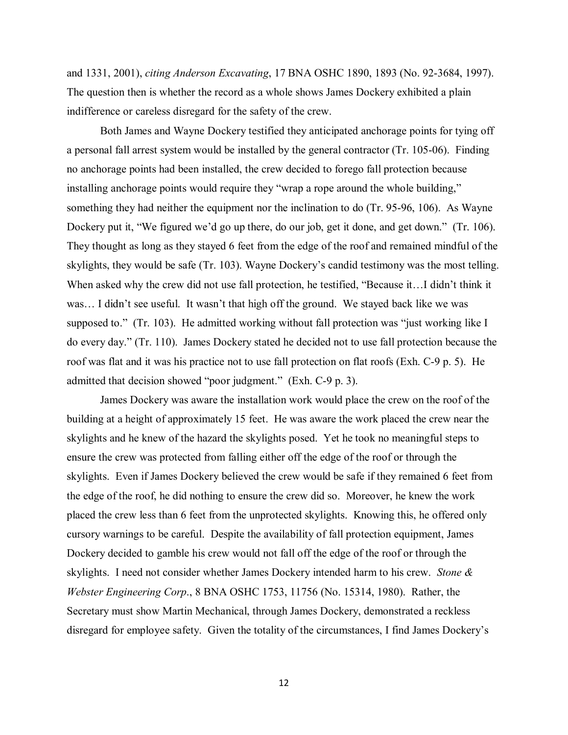and 1331, 2001), *citing Anderson Excavating*, 17 BNA OSHC 1890, 1893 (No. 92-3684, 1997). The question then is whether the record as a whole shows James Dockery exhibited a plain indifference or careless disregard for the safety of the crew.

Both James and Wayne Dockery testified they anticipated anchorage points for tying off a personal fall arrest system would be installed by the general contractor (Tr. 105-06). Finding no anchorage points had been installed, the crew decided to forego fall protection because installing anchorage points would require they "wrap a rope around the whole building," something they had neither the equipment nor the inclination to do (Tr. 95-96, 106). As Wayne Dockery put it, "We figured we'd go up there, do our job, get it done, and get down." (Tr. 106). They thought as long as they stayed 6 feet from the edge of the roof and remained mindful of the skylights, they would be safe (Tr. 103). Wayne Dockery's candid testimony was the most telling. When asked why the crew did not use fall protection, he testified, "Because it…I didn't think it was… I didn't see useful. It wasn't that high off the ground. We stayed back like we was supposed to." (Tr. 103). He admitted working without fall protection was "just working like I do every day." (Tr. 110). James Dockery stated he decided not to use fall protection because the roof was flat and it was his practice not to use fall protection on flat roofs (Exh. C-9 p. 5). He admitted that decision showed "poor judgment." (Exh. C-9 p. 3).

James Dockery was aware the installation work would place the crew on the roof of the building at a height of approximately 15 feet. He was aware the work placed the crew near the skylights and he knew of the hazard the skylights posed. Yet he took no meaningful steps to ensure the crew was protected from falling either off the edge of the roof or through the skylights. Even if James Dockery believed the crew would be safe if they remained 6 feet from the edge of the roof, he did nothing to ensure the crew did so. Moreover, he knew the work placed the crew less than 6 feet from the unprotected skylights. Knowing this, he offered only cursory warnings to be careful. Despite the availability of fall protection equipment, James Dockery decided to gamble his crew would not fall off the edge of the roof or through the skylights. I need not consider whether James Dockery intended harm to his crew. *Stone & Webster Engineering Corp*., 8 BNA OSHC 1753, 11756 (No. 15314, 1980). Rather, the Secretary must show Martin Mechanical, through James Dockery, demonstrated a reckless disregard for employee safety. Given the totality of the circumstances, I find James Dockery's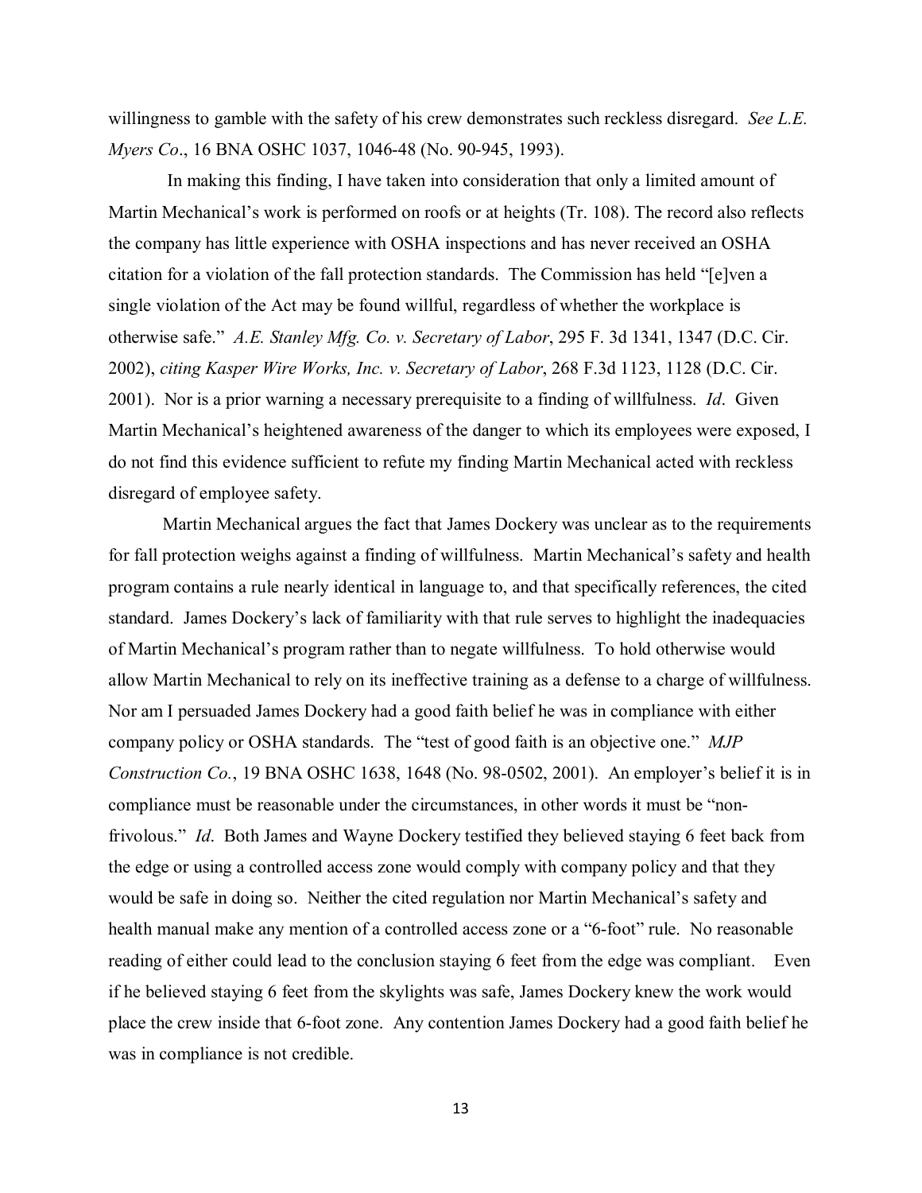willingness to gamble with the safety of his crew demonstrates such reckless disregard. *See L.E. Myers Co*., 16 BNA OSHC 1037, 1046-48 (No. 90-945, 1993).

In making this finding, I have taken into consideration that only a limited amount of Martin Mechanical's work is performed on roofs or at heights (Tr. 108). The record also reflects the company has little experience with OSHA inspections and has never received an OSHA citation for a violation of the fall protection standards. The Commission has held "[e]ven a single violation of the Act may be found willful, regardless of whether the workplace is otherwise safe." *A.E. Stanley Mfg. Co. v. Secretary of Labor*, 295 F. 3d 1341, 1347 (D.C. Cir. 2002), *citing Kasper Wire Works, Inc. v. Secretary of Labor*, 268 F.3d 1123, 1128 (D.C. Cir. 2001). Nor is a prior warning a necessary prerequisite to a finding of willfulness. *Id*. Given Martin Mechanical's heightened awareness of the danger to which its employees were exposed, I do not find this evidence sufficient to refute my finding Martin Mechanical acted with reckless disregard of employee safety.

Martin Mechanical argues the fact that James Dockery was unclear as to the requirements for fall protection weighs against a finding of willfulness. Martin Mechanical's safety and health program contains a rule nearly identical in language to, and that specifically references, the cited standard. James Dockery's lack of familiarity with that rule serves to highlight the inadequacies of Martin Mechanical's program rather than to negate willfulness. To hold otherwise would allow Martin Mechanical to rely on its ineffective training as a defense to a charge of willfulness. Nor am I persuaded James Dockery had a good faith belief he was in compliance with either company policy or OSHA standards. The "test of good faith is an objective one." *MJP Construction Co.*, 19 BNA OSHC 1638, 1648 (No. 98-0502, 2001). An employer's belief it is in compliance must be reasonable under the circumstances, in other words it must be "non-frivolous." *Id*. Both James and Wayne Dockery testified they believed staying 6 feet back from the edge or using a controlled access zone would comply with company policy and that they would be safe in doing so. Neither the cited regulation nor Martin Mechanical's safety and health manual make any mention of a controlled access zone or a "6-foot" rule. No reasonable reading of either could lead to the conclusion staying 6 feet from the edge was compliant. Even if he believed staying 6 feet from the skylights was safe, James Dockery knew the work would place the crew inside that 6-foot zone. Any contention James Dockery had a good faith belief he was in compliance is not credible.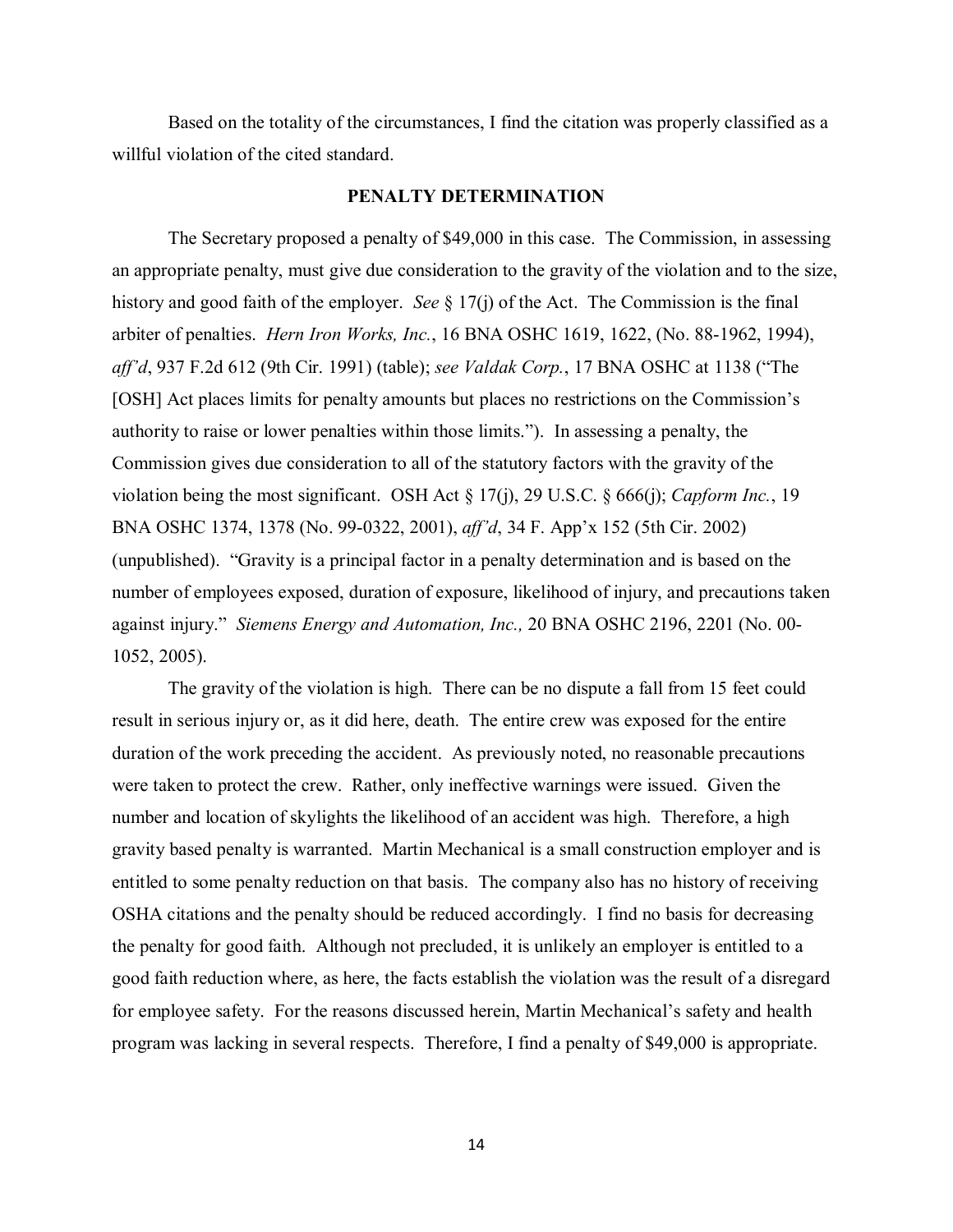Based on the totality of the circumstances, I find the citation was properly classified as a willful violation of the cited standard.

## PENALTY DETERMINATION

The Secretary proposed a penalty of $49,000 in this case. The Commission, in assessing an appropriate penalty, must give due consideration to the gravity of the violation and to the size, history and good faith of the employer. *See* § 17(j) of the Act. The Commission is the final arbiter of penalties. *Hern Iron Works, Inc.*, 16 BNA OSHC 1619, 1622, (No. 88-1962, 1994), *aff'd*, 937 F.2d 612 (9th Cir. 1991) (table); *see Valdak Corp.*, 17 BNA OSHC at 1138 ("The [OSH] Act places limits for penalty amounts but places no restrictions on the Commission's authority to raise or lower penalties within those limits."). In assessing a penalty, the Commission gives due consideration to all of the statutory factors with the gravity of the violation being the most significant. OSH Act § 17(j), 29 U.S.C. § 666(j); *Capform Inc.*, 19 BNA OSHC 1374, 1378 (No. 99-0322, 2001), *aff'd*, 34 F. App'x 152 (5th Cir. 2002) (unpublished). "Gravity is a principal factor in a penalty determination and is based on the number of employees exposed, duration of exposure, likelihood of injury, and precautions taken against injury." *Siemens Energy and Automation, Inc.,* 20 BNA OSHC 2196, 2201 (No. 00-1052, 2005).

The gravity of the violation is high. There can be no dispute a fall from 15 feet could result in serious injury or, as it did here, death. The entire crew was exposed for the entire duration of the work preceding the accident. As previously noted, no reasonable precautions were taken to protect the crew. Rather, only ineffective warnings were issued. Given the number and location of skylights the likelihood of an accident was high. Therefore, a high gravity based penalty is warranted. Martin Mechanical is a small construction employer and is entitled to some penalty reduction on that basis. The company also has no history of receiving OSHA citations and the penalty should be reduced accordingly. I find no basis for decreasing the penalty for good faith. Although not precluded, it is unlikely an employer is entitled to a good faith reduction where, as here, the facts establish the violation was the result of a disregard for employee safety. For the reasons discussed herein, Martin Mechanical's safety and health program was lacking in several respects. Therefore, I find a penalty of $49,000 is appropriate.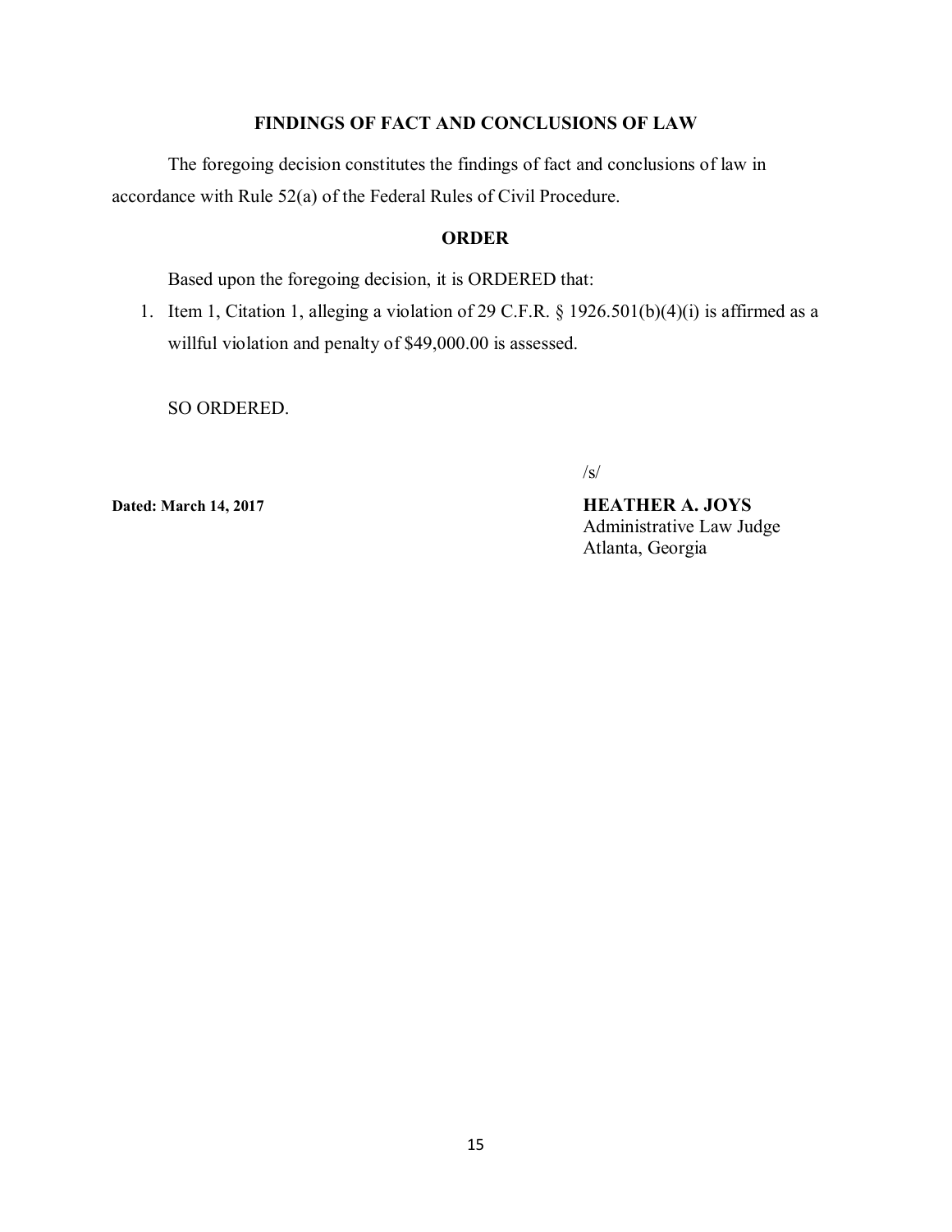## FINDINGS OF FACT AND CONCLUSIONS OF LAW

The foregoing decision constitutes the findings of fact and conclusions of law in accordance with Rule 52(a) of the Federal Rules of Civil Procedure.

## ORDER

Based upon the foregoing decision, it is ORDERED that:

1. Item 1, Citation 1, alleging a violation of 29 C.F.R. § 1926.501(b)(4)(i) is affirmed as a willful violation and penalty of $49,000.00 is assessed.

SO ORDERED.

/s/

**Dated: March 14, 2017**

**HEATHER A. JOYS**
Administrative Law Judge
Atlanta, Georgia